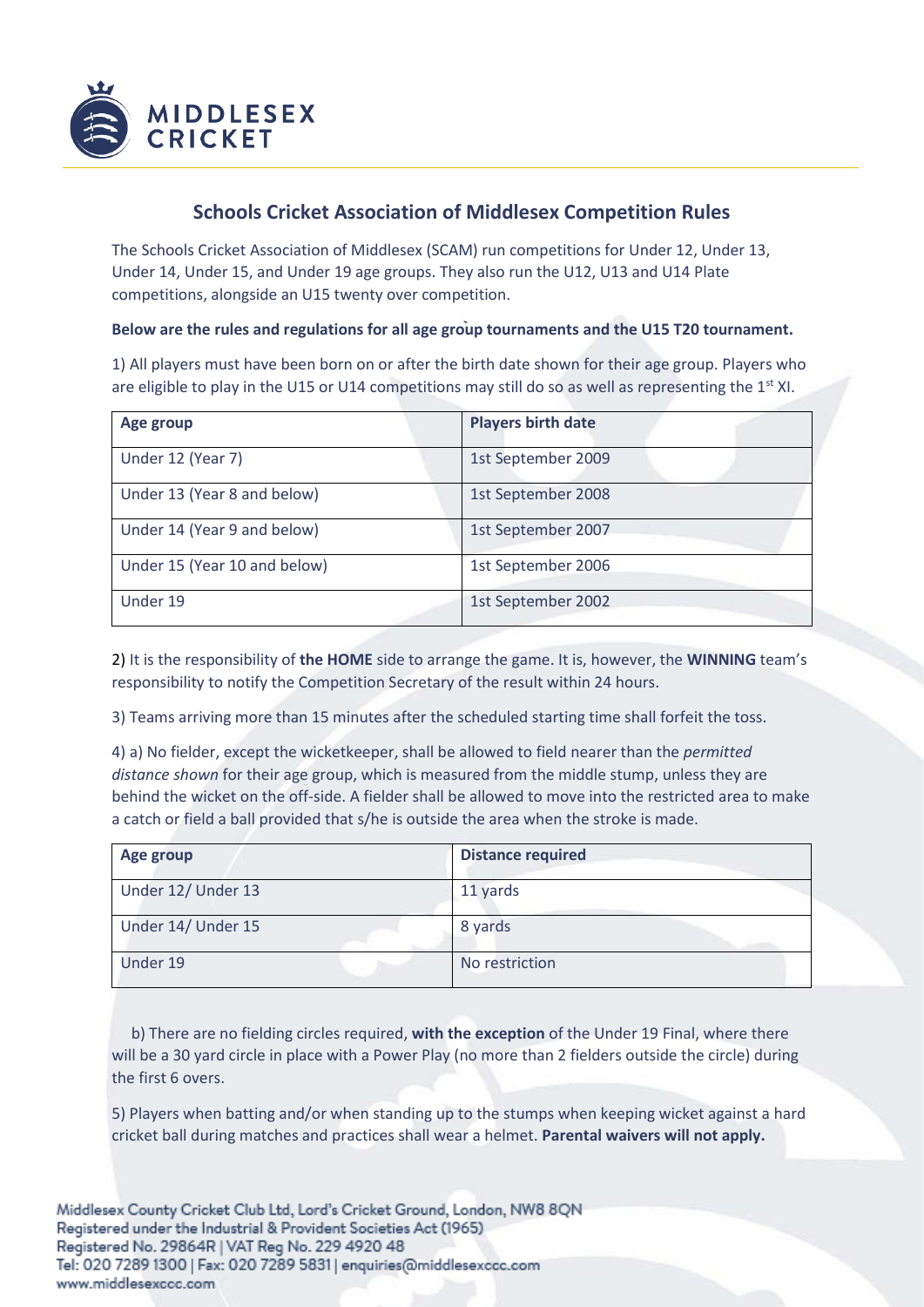## Schools Cricket Association of Middlesex Competition Rules

The Schools Cricket Association of Middlesex (SCAM) run competitions for Under 12, Under 13, Under 14, Under 15, and Under 19 age groups. They also run the U12, U13 and U14 Plate competitions, alongside an U15 twenty over competition.

**Below are the rules and regulations for all age group tournaments and the U15 T20 tournament.**

1) All players must have been born on or after the birth date shown for their age group. Players who are eligible to play in the U15 or U14 competitions may still do so as well as representing the 1st XI.

| Age group | Players birth date |
| --- | --- |
| Under 12 (Year 7) | 1st September 2009 |
| Under 13 (Year 8 and below) | 1st September 2008 |
| Under 14 (Year 9 and below) | 1st September 2007 |
| Under 15 (Year 10 and below) | 1st September 2006 |
| Under 19 | 1st September 2002 |

2) It is the responsibility of **the HOME** side to arrange the game. It is, however, the **WINNING** team's responsibility to notify the Competition Secretary of the result within 24 hours.

3) Teams arriving more than 15 minutes after the scheduled starting time shall forfeit the toss.

4) a) No fielder, except the wicketkeeper, shall be allowed to field nearer than the *permitted distance shown* for their age group, which is measured from the middle stump, unless they are behind the wicket on the off-side. A fielder shall be allowed to move into the restricted area to make a catch or field a ball provided that s/he is outside the area when the stroke is made.

| Age group | Distance required |
| --- | --- |
| Under 12/ Under 13 | 11 yards |
| Under 14/ Under 15 | 8 yards |
| Under 19 | No restriction |

b) There are no fielding circles required, **with the exception** of the Under 19 Final, where there will be a 30 yard circle in place with a Power Play (no more than 2 fielders outside the circle) during the first 6 overs.

5) Players when batting and/or when standing up to the stumps when keeping wicket against a hard cricket ball during matches and practices shall wear a helmet. **Parental waivers will not apply.**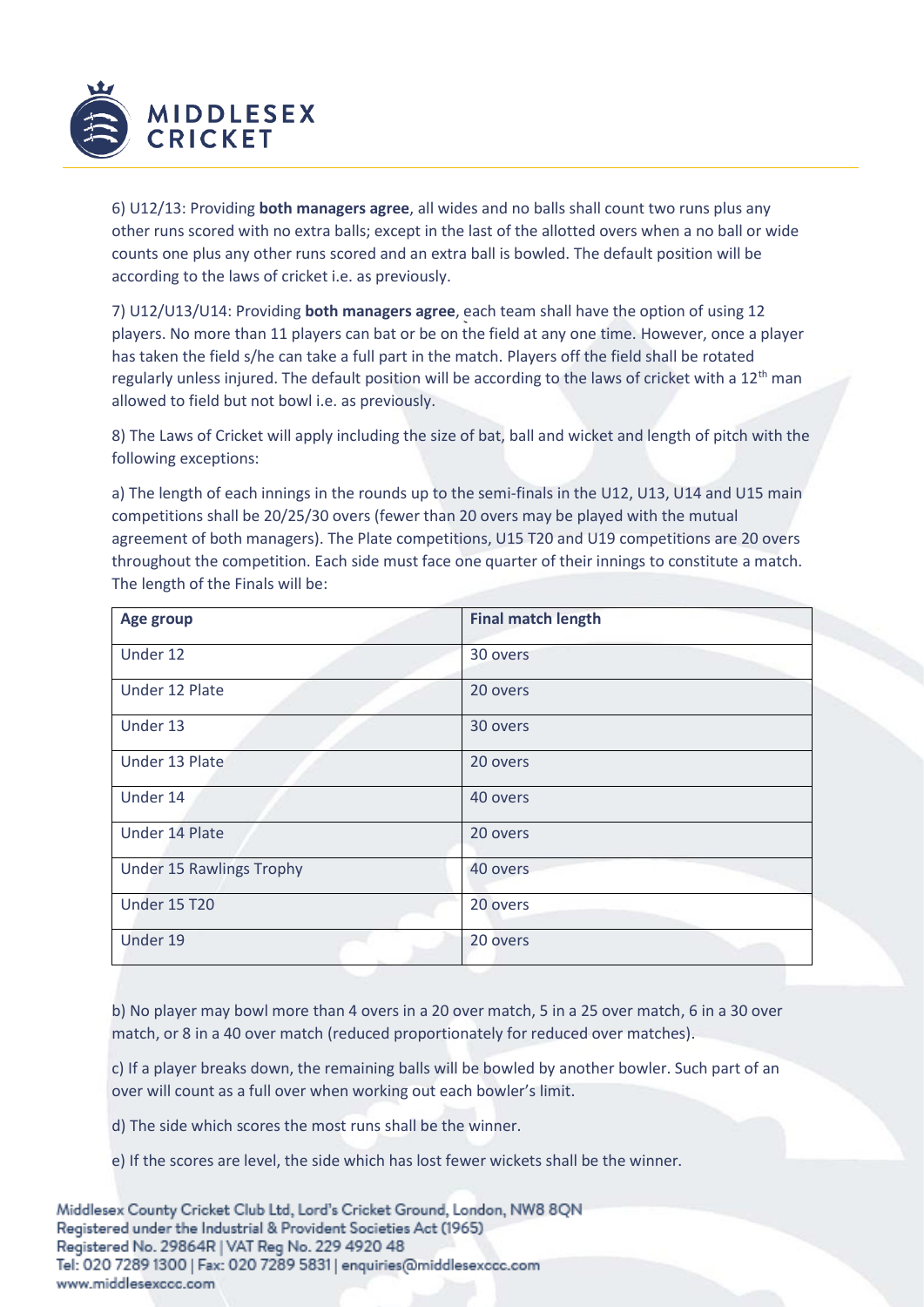6) U12/13: Providing **both managers agree**, all wides and no balls shall count two runs plus any other runs scored with no extra balls; except in the last of the allotted overs when a no ball or wide counts one plus any other runs scored and an extra ball is bowled. The default position will be according to the laws of cricket i.e. as previously.

7) U12/U13/U14: Providing **both managers agree**, each team shall have the option of using 12 players. No more than 11 players can bat or be on the field at any one time. However, once a player has taken the field s/he can take a full part in the match. Players off the field shall be rotated regularly unless injured. The default position will be according to the laws of cricket with a 12th man allowed to field but not bowl i.e. as previously.

8) The Laws of Cricket will apply including the size of bat, ball and wicket and length of pitch with the following exceptions:

a) The length of each innings in the rounds up to the semi-finals in the U12, U13, U14 and U15 main competitions shall be 20/25/30 overs (fewer than 20 overs may be played with the mutual agreement of both managers). The Plate competitions, U15 T20 and U19 competitions are 20 overs throughout the competition. Each side must face one quarter of their innings to constitute a match. The length of the Finals will be:

| Age group | Final match length |
| --- | --- |
| Under 12 | 30 overs |
| Under 12 Plate | 20 overs |
| Under 13 | 30 overs |
| Under 13 Plate | 20 overs |
| Under 14 | 40 overs |
| Under 14 Plate | 20 overs |
| Under 15 Rawlings Trophy | 40 overs |
| Under 15 T20 | 20 overs |
| Under 19 | 20 overs |

b) No player may bowl more than 4 overs in a 20 over match, 5 in a 25 over match, 6 in a 30 over match, or 8 in a 40 over match (reduced proportionately for reduced over matches).

c) If a player breaks down, the remaining balls will be bowled by another bowler. Such part of an over will count as a full over when working out each bowler's limit.

d) The side which scores the most runs shall be the winner.

e) If the scores are level, the side which has lost fewer wickets shall be the winner.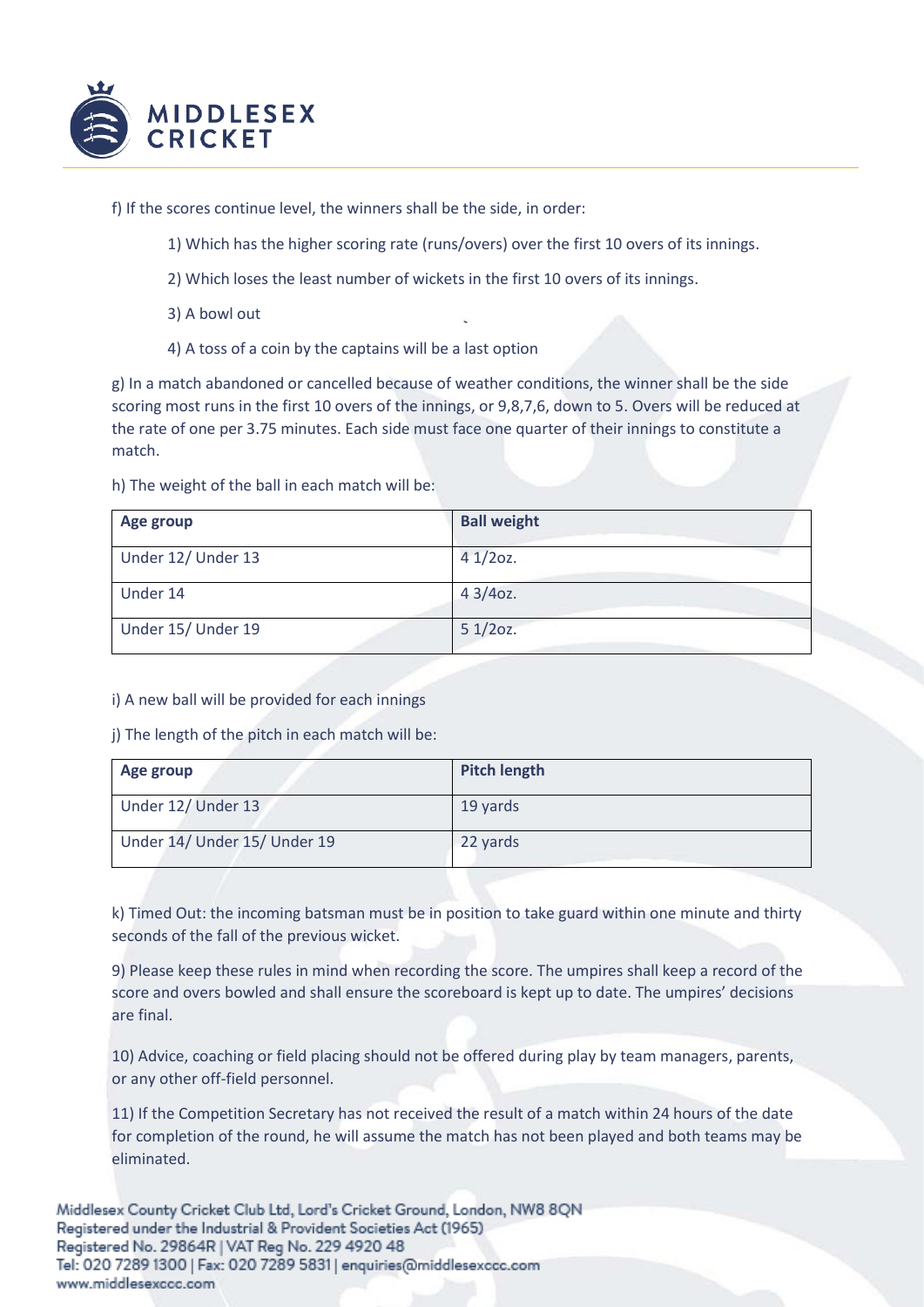f) If the scores continue level, the winners shall be the side, in order:

1) Which has the higher scoring rate (runs/overs) over the first 10 overs of its innings.

2) Which loses the least number of wickets in the first 10 overs of its innings.

3) A bowl out

4) A toss of a coin by the captains will be a last option

g) In a match abandoned or cancelled because of weather conditions, the winner shall be the side scoring most runs in the first 10 overs of the innings, or 9,8,7,6, down to 5. Overs will be reduced at the rate of one per 3.75 minutes. Each side must face one quarter of their innings to constitute a match.

h) The weight of the ball in each match will be:

| Age group | Ball weight |
|---|---|
| Under 12/ Under 13 | 4 1/2oz. |
| Under 14 | 4 3/4oz. |
| Under 15/ Under 19 | 5 1/2oz. |

i) A new ball will be provided for each innings

j) The length of the pitch in each match will be:

| Age group | Pitch length |
|---|---|
| Under 12/ Under 13 | 19 yards |
| Under 14/ Under 15/ Under 19 | 22 yards |

k) Timed Out: the incoming batsman must be in position to take guard within one minute and thirty seconds of the fall of the previous wicket.

9) Please keep these rules in mind when recording the score. The umpires shall keep a record of the score and overs bowled and shall ensure the scoreboard is kept up to date. The umpires' decisions are final.

10) Advice, coaching or field placing should not be offered during play by team managers, parents, or any other off-field personnel.

11) If the Competition Secretary has not received the result of a match within 24 hours of the date for completion of the round, he will assume the match has not been played and both teams may be eliminated.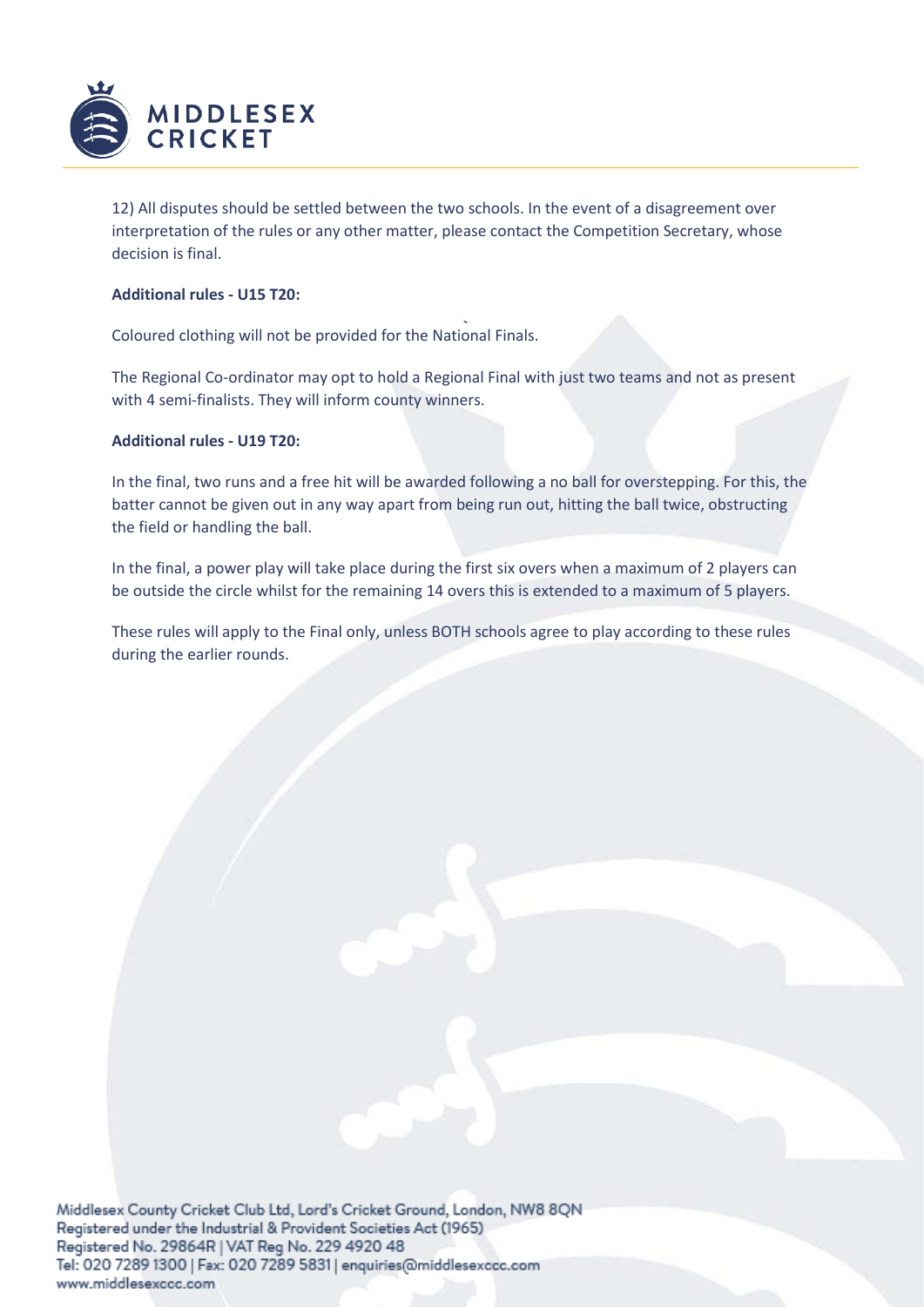12) All disputes should be settled between the two schools. In the event of a disagreement over interpretation of the rules or any other matter, please contact the Competition Secretary, whose decision is final.

**Additional rules - U15 T20:**

Coloured clothing will not be provided for the National Finals.

The Regional Co-ordinator may opt to hold a Regional Final with just two teams and not as present with 4 semi-finalists. They will inform county winners.

**Additional rules - U19 T20:**

In the final, two runs and a free hit will be awarded following a no ball for overstepping. For this, the batter cannot be given out in any way apart from being run out, hitting the ball twice, obstructing the field or handling the ball.

In the final, a power play will take place during the first six overs when a maximum of 2 players can be outside the circle whilst for the remaining 14 overs this is extended to a maximum of 5 players.

These rules will apply to the Final only, unless BOTH schools agree to play according to these rules during the earlier rounds.